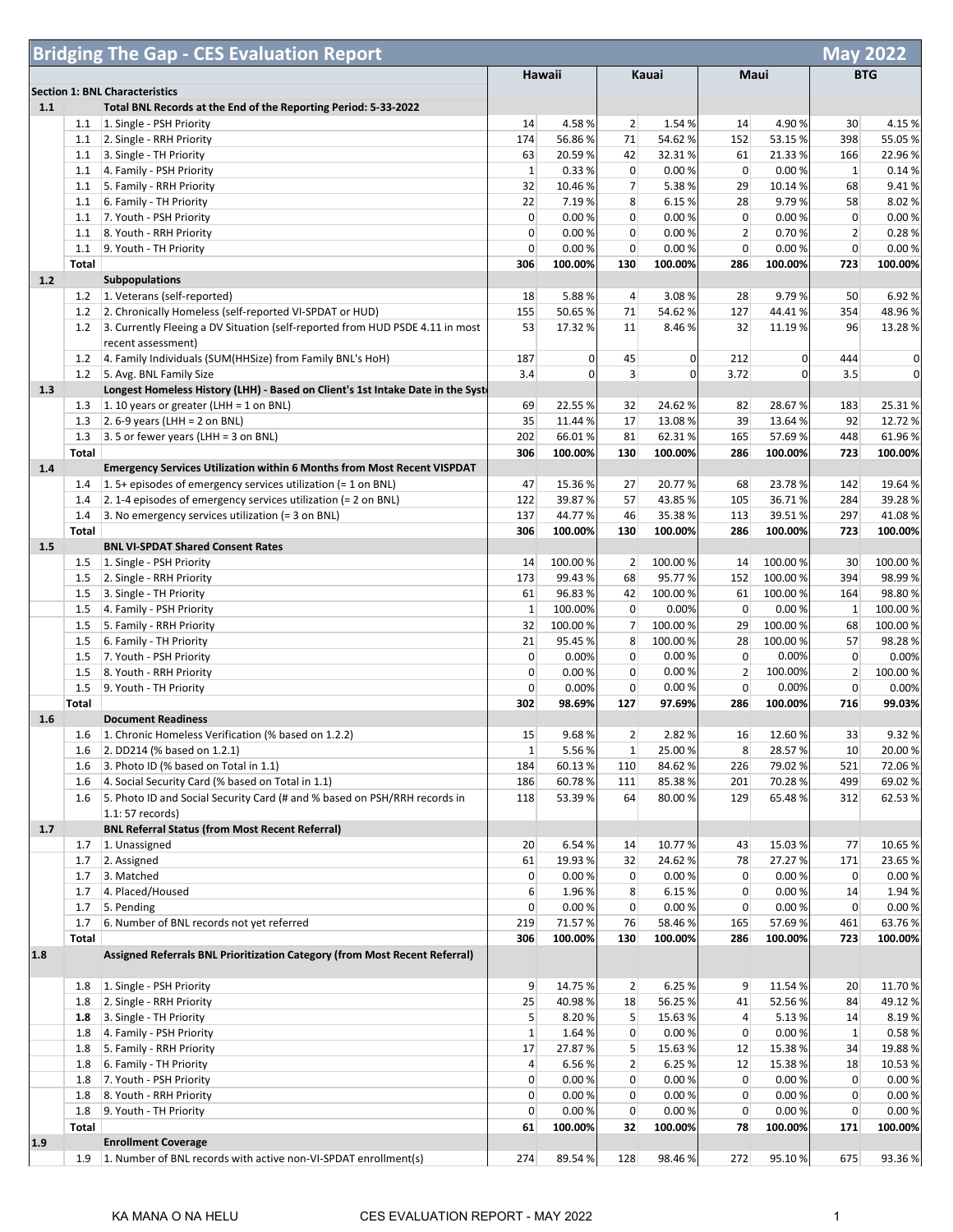# Bridging The Gap - CES Evaluation Report — May 2022

| | | | Hawaii | | Kauai | | Maui | | BTG | |
|---|---|---|---|---|---|---|---|---|---|---|
| **Section 1: BNL Characteristics** | | | | | | | | | | |
| **1.1** | | **Total BNL Records at the End of the Reporting Period: 5-33-2022** | | | | | | | | |
| | 1.1 | 1. Single - PSH Priority | 14 | 4.58 % | 2 | 1.54 % | 14 | 4.90 % | 30 | 4.15 % |
| | 1.1 | 2. Single - RRH Priority | 174 | 56.86 % | 71 | 54.62 % | 152 | 53.15 % | 398 | 55.05 % |
| | 1.1 | 3. Single - TH Priority | 63 | 20.59 % | 42 | 32.31 % | 61 | 21.33 % | 166 | 22.96 % |
| | 1.1 | 4. Family - PSH Priority | 1 | 0.33 % | 0 | 0.00 % | 0 | 0.00 % | 1 | 0.14 % |
| | 1.1 | 5. Family - RRH Priority | 32 | 10.46 % | 7 | 5.38 % | 29 | 10.14 % | 68 | 9.41 % |
| | 1.1 | 6. Family - TH Priority | 22 | 7.19 % | 8 | 6.15 % | 28 | 9.79 % | 58 | 8.02 % |
| | 1.1 | 7. Youth - PSH Priority | 0 | 0.00 % | 0 | 0.00 % | 0 | 0.00 % | 0 | 0.00 % |
| | 1.1 | 8. Youth - RRH Priority | 0 | 0.00 % | 0 | 0.00 % | 2 | 0.70 % | 2 | 0.28 % |
| | 1.1 | 9. Youth - TH Priority | 0 | 0.00 % | 0 | 0.00 % | 0 | 0.00 % | 0 | 0.00 % |
| | **Total** | | **306** | **100.00%** | **130** | **100.00%** | **286** | **100.00%** | **723** | **100.00%** |
| **1.2** | | **Subpopulations** | | | | | | | | |
| | 1.2 | 1. Veterans (self-reported) | 18 | 5.88 % | 4 | 3.08 % | 28 | 9.79 % | 50 | 6.92 % |
| | 1.2 | 2. Chronically Homeless (self-reported VI-SPDAT or HUD) | 155 | 50.65 % | 71 | 54.62 % | 127 | 44.41 % | 354 | 48.96 % |
| | 1.2 | 3. Currently Fleeing a DV Situation (self-reported from HUD PSDE 4.11 in most recent assessment) | 53 | 17.32 % | 11 | 8.46 % | 32 | 11.19 % | 96 | 13.28 % |
| | 1.2 | 4. Family Individuals (SUM(HHSize) from Family BNL's HoH) | 187 | 0 | 45 | 0 | 212 | 0 | 444 | 0 |
| | 1.2 | 5. Avg. BNL Family Size | 3.4 | 0 | 3 | 0 | 3.72 | 0 | 3.5 | 0 |
| **1.3** | | **Longest Homeless History (LHH) - Based on Client's 1st Intake Date in the Syst** | | | | | | | | |
| | 1.3 | 1. 10 years or greater (LHH = 1 on BNL) | 69 | 22.55 % | 32 | 24.62 % | 82 | 28.67 % | 183 | 25.31 % |
| | 1.3 | 2. 6-9 years (LHH = 2 on BNL) | 35 | 11.44 % | 17 | 13.08 % | 39 | 13.64 % | 92 | 12.72 % |
| | 1.3 | 3. 5 or fewer years (LHH = 3 on BNL) | 202 | 66.01 % | 81 | 62.31 % | 165 | 57.69 % | 448 | 61.96 % |
| | **Total** | | **306** | **100.00%** | **130** | **100.00%** | **286** | **100.00%** | **723** | **100.00%** |
| **1.4** | | **Emergency Services Utilization within 6 Months from Most Recent VISPDAT** | | | | | | | | |
| | 1.4 | 1. 5+ episodes of emergency services utilization (= 1 on BNL) | 47 | 15.36 % | 27 | 20.77 % | 68 | 23.78 % | 142 | 19.64 % |
| | 1.4 | 2. 1-4 episodes of emergency services utilization (= 2 on BNL) | 122 | 39.87 % | 57 | 43.85 % | 105 | 36.71 % | 284 | 39.28 % |
| | 1.4 | 3. No emergency services utilization (= 3 on BNL) | 137 | 44.77 % | 46 | 35.38 % | 113 | 39.51 % | 297 | 41.08 % |
| | **Total** | | **306** | **100.00%** | **130** | **100.00%** | **286** | **100.00%** | **723** | **100.00%** |
| **1.5** | | **BNL VI-SPDAT Shared Consent Rates** | | | | | | | | |
| | 1.5 | 1. Single - PSH Priority | 14 | 100.00 % | 2 | 100.00 % | 14 | 100.00 % | 30 | 100.00 % |
| | 1.5 | 2. Single - RRH Priority | 173 | 99.43 % | 68 | 95.77 % | 152 | 100.00 % | 394 | 98.99 % |
| | 1.5 | 3. Single - TH Priority | 61 | 96.83 % | 42 | 100.00 % | 61 | 100.00 % | 164 | 98.80 % |
| | 1.5 | 4. Family - PSH Priority | 1 | 100.00% | 0 | 0.00% | 0 | 0.00 % | 1 | 100.00 % |
| | 1.5 | 5. Family - RRH Priority | 32 | 100.00 % | 7 | 100.00 % | 29 | 100.00 % | 68 | 100.00 % |
| | 1.5 | 6. Family - TH Priority | 21 | 95.45 % | 8 | 100.00 % | 28 | 100.00 % | 57 | 98.28 % |
| | 1.5 | 7. Youth - PSH Priority | 0 | 0.00% | 0 | 0.00 % | 0 | 0.00% | 0 | 0.00% |
| | 1.5 | 8. Youth - RRH Priority | 0 | 0.00 % | 0 | 0.00 % | 2 | 100.00% | 2 | 100.00 % |
| | 1.5 | 9. Youth - TH Priority | 0 | 0.00% | 0 | 0.00 % | 0 | 0.00% | 0 | 0.00% |
| | **Total** | | **302** | **98.69%** | **127** | **97.69%** | **286** | **100.00%** | **716** | **99.03%** |
| **1.6** | | **Document Readiness** | | | | | | | | |
| | 1.6 | 1. Chronic Homeless Verification (% based on 1.2.2) | 15 | 9.68 % | 2 | 2.82 % | 16 | 12.60 % | 33 | 9.32 % |
| | 1.6 | 2. DD214 (% based on 1.2.1) | 1 | 5.56 % | 1 | 25.00 % | 8 | 28.57 % | 10 | 20.00 % |
| | 1.6 | 3. Photo ID (% based on Total in 1.1) | 184 | 60.13 % | 110 | 84.62 % | 226 | 79.02 % | 521 | 72.06 % |
| | 1.6 | 4. Social Security Card (% based on Total in 1.1) | 186 | 60.78 % | 111 | 85.38 % | 201 | 70.28 % | 499 | 69.02 % |
| | 1.6 | 5. Photo ID and Social Security Card (# and % based on PSH/RRH records in 1.1: 57 records) | 118 | 53.39 % | 64 | 80.00 % | 129 | 65.48 % | 312 | 62.53 % |
| **1.7** | | **BNL Referral Status (from Most Recent Referral)** | | | | | | | | |
| | 1.7 | 1. Unassigned | 20 | 6.54 % | 14 | 10.77 % | 43 | 15.03 % | 77 | 10.65 % |
| | 1.7 | 2. Assigned | 61 | 19.93 % | 32 | 24.62 % | 78 | 27.27 % | 171 | 23.65 % |
| | 1.7 | 3. Matched | 0 | 0.00 % | 0 | 0.00 % | 0 | 0.00 % | 0 | 0.00 % |
| | 1.7 | 4. Placed/Housed | 6 | 1.96 % | 8 | 6.15 % | 0 | 0.00 % | 14 | 1.94 % |
| | 1.7 | 5. Pending | 0 | 0.00 % | 0 | 0.00 % | 0 | 0.00 % | 0 | 0.00 % |
| | 1.7 | 6. Number of BNL records not yet referred | 219 | 71.57 % | 76 | 58.46 % | 165 | 57.69 % | 461 | 63.76 % |
| | **Total** | | **306** | **100.00%** | **130** | **100.00%** | **286** | **100.00%** | **723** | **100.00%** |
| **1.8** | | **Assigned Referrals BNL Prioritization Category (from Most Recent Referral)** | | | | | | | | |
| | 1.8 | 1. Single - PSH Priority | 9 | 14.75 % | 2 | 6.25 % | 9 | 11.54 % | 20 | 11.70 % |
| | 1.8 | 2. Single - RRH Priority | 25 | 40.98 % | 18 | 56.25 % | 41 | 52.56 % | 84 | 49.12 % |
| | 1.8 | 3. Single - TH Priority | 5 | 8.20 % | 5 | 15.63 % | 4 | 5.13 % | 14 | 8.19 % |
| | 1.8 | 4. Family - PSH Priority | 1 | 1.64 % | 0 | 0.00 % | 0 | 0.00 % | 1 | 0.58 % |
| | 1.8 | 5. Family - RRH Priority | 17 | 27.87 % | 5 | 15.63 % | 12 | 15.38 % | 34 | 19.88 % |
| | 1.8 | 6. Family - TH Priority | 4 | 6.56 % | 2 | 6.25 % | 12 | 15.38 % | 18 | 10.53 % |
| | 1.8 | 7. Youth - PSH Priority | 0 | 0.00 % | 0 | 0.00 % | 0 | 0.00 % | 0 | 0.00 % |
| | 1.8 | 8. Youth - RRH Priority | 0 | 0.00 % | 0 | 0.00 % | 0 | 0.00 % | 0 | 0.00 % |
| | 1.8 | 9. Youth - TH Priority | 0 | 0.00 % | 0 | 0.00 % | 0 | 0.00 % | 0 | 0.00 % |
| | **Total** | | **61** | **100.00%** | **32** | **100.00%** | **78** | **100.00%** | **171** | **100.00%** |
| **1.9** | | **Enrollment Coverage** | | | | | | | | |
| | 1.9 | 1. Number of BNL records with active non-VI-SPDAT enrollment(s) | 274 | 89.54 % | 128 | 98.46 % | 272 | 95.10 % | 675 | 93.36 % |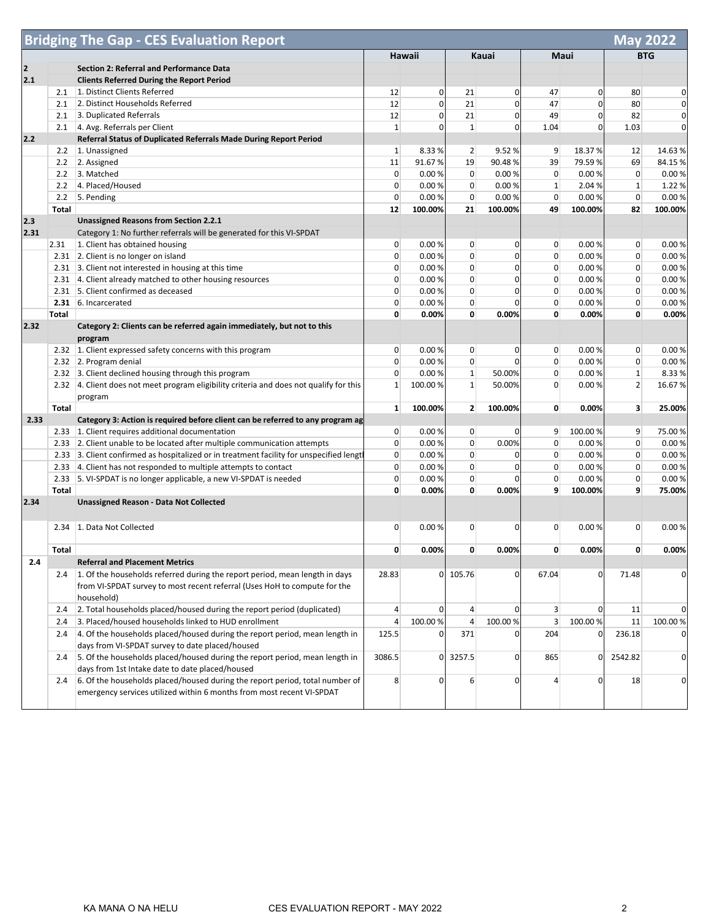# Bridging The Gap - CES Evaluation Report — May 2022

| | | | Hawaii | | Kauai | | Maui | | BTG | |
|---|---|---|---|---|---|---|---|---|---|---|
| **2** | | **Section 2: Referral and Performance Data** | | | | | | | | |
| **2.1** | | **Clients Referred During the Report Period** | | | | | | | | |
| | 2.1 | 1. Distinct Clients Referred | 12 | 0 | 21 | 0 | 47 | 0 | 80 | 0 |
| | 2.1 | 2. Distinct Households Referred | 12 | 0 | 21 | 0 | 47 | 0 | 80 | 0 |
| | 2.1 | 3. Duplicated Referrals | 12 | 0 | 21 | 0 | 49 | 0 | 82 | 0 |
| | 2.1 | 4. Avg. Referrals per Client | 1 | 0 | 1 | 0 | 1.04 | 0 | 1.03 | 0 |
| **2.2** | | **Referral Status of Duplicated Referrals Made During Report Period** | | | | | | | | |
| | 2.2 | 1. Unassigned | 1 | 8.33 % | 2 | 9.52 % | 9 | 18.37 % | 12 | 14.63 % |
| | 2.2 | 2. Assigned | 11 | 91.67 % | 19 | 90.48 % | 39 | 79.59 % | 69 | 84.15 % |
| | 2.2 | 3. Matched | 0 | 0.00 % | 0 | 0.00 % | 0 | 0.00 % | 0 | 0.00 % |
| | 2.2 | 4. Placed/Housed | 0 | 0.00 % | 0 | 0.00 % | 1 | 2.04 % | 1 | 1.22 % |
| | 2.2 | 5. Pending | 0 | 0.00 % | 0 | 0.00 % | 0 | 0.00 % | 0 | 0.00 % |
| | **Total** | | **12** | **100.00%** | **21** | **100.00%** | **49** | **100.00%** | **82** | **100.00%** |
| **2.3** | | **Unassigned Reasons from Section 2.2.1** | | | | | | | | |
| **2.31** | | Category 1: No further referrals will be generated for this VI-SPDAT | | | | | | | | |
| | 2.31 | 1. Client has obtained housing | 0 | 0.00 % | 0 | 0 | 0 | 0.00 % | 0 | 0.00 % |
| | 2.31 | 2. Client is no longer on island | 0 | 0.00 % | 0 | 0 | 0 | 0.00 % | 0 | 0.00 % |
| | 2.31 | 3. Client not interested in housing at this time | 0 | 0.00 % | 0 | 0 | 0 | 0.00 % | 0 | 0.00 % |
| | 2.31 | 4. Client already matched to other housing resources | 0 | 0.00 % | 0 | 0 | 0 | 0.00 % | 0 | 0.00 % |
| | 2.31 | 5. Client confirmed as deceased | 0 | 0.00 % | 0 | 0 | 0 | 0.00 % | 0 | 0.00 % |
| | **2.31** | 6. Incarcerated | 0 | 0.00 % | 0 | 0 | 0 | 0.00 % | 0 | 0.00 % |
| | **Total** | | **0** | **0.00%** | **0** | **0.00%** | **0** | **0.00%** | **0** | **0.00%** |
| **2.32** | | **Category 2: Clients can be referred again immediately, but not to this program** | | | | | | | | |
| | 2.32 | 1. Client expressed safety concerns with this program | 0 | 0.00 % | 0 | 0 | 0 | 0.00 % | 0 | 0.00 % |
| | 2.32 | 2. Program denial | 0 | 0.00 % | 0 | 0 | 0 | 0.00 % | 0 | 0.00 % |
| | 2.32 | 3. Client declined housing through this program | 0 | 0.00 % | 1 | 50.00% | 0 | 0.00 % | 1 | 8.33 % |
| | 2.32 | 4. Client does not meet program eligibility criteria and does not qualify for this program | 1 | 100.00 % | 1 | 50.00% | 0 | 0.00 % | 2 | 16.67 % |
| | **Total** | | **1** | **100.00%** | **2** | **100.00%** | **0** | **0.00%** | **3** | **25.00%** |
| **2.33** | | **Category 3: Action is required before client can be referred to any program ag** | | | | | | | | |
| | 2.33 | 1. Client requires additional documentation | 0 | 0.00 % | 0 | 0 | 9 | 100.00 % | 9 | 75.00 % |
| | 2.33 | 2. Client unable to be located after multiple communication attempts | 0 | 0.00 % | 0 | 0.00% | 0 | 0.00 % | 0 | 0.00 % |
| | 2.33 | 3. Client confirmed as hospitalized or in treatment facility for unspecified lengt | 0 | 0.00 % | 0 | 0 | 0 | 0.00 % | 0 | 0.00 % |
| | 2.33 | 4. Client has not responded to multiple attempts to contact | 0 | 0.00 % | 0 | 0 | 0 | 0.00 % | 0 | 0.00 % |
| | 2.33 | 5. VI-SPDAT is no longer applicable, a new VI-SPDAT is needed | 0 | 0.00 % | 0 | 0 | 0 | 0.00 % | 0 | 0.00 % |
| | **Total** | | **0** | **0.00%** | **0** | **0.00%** | **9** | **100.00%** | **9** | **75.00%** |
| **2.34** | | **Unassigned Reason - Data Not Collected** | | | | | | | | |
| | 2.34 | 1. Data Not Collected | 0 | 0.00 % | 0 | 0 | 0 | 0.00 % | 0 | 0.00 % |
| | **Total** | | **0** | **0.00%** | **0** | **0.00%** | **0** | **0.00%** | **0** | **0.00%** |
| **2.4** | | **Referral and Placement Metrics** | | | | | | | | |
| | 2.4 | 1. Of the households referred during the report period, mean length in days from VI-SPDAT survey to most recent referral (Uses HoH to compute for the household) | 28.83 | 0 | 105.76 | 0 | 67.04 | 0 | 71.48 | 0 |
| | 2.4 | 2. Total households placed/housed during the report period (duplicated) | 4 | 0 | 4 | 0 | 3 | 0 | 11 | 0 |
| | 2.4 | 3. Placed/housed households linked to HUD enrollment | 4 | 100.00 % | 4 | 100.00 % | 3 | 100.00 % | 11 | 100.00 % |
| | 2.4 | 4. Of the households placed/housed during the report period, mean length in days from VI-SPDAT survey to date placed/housed | 125.5 | 0 | 371 | 0 | 204 | 0 | 236.18 | 0 |
| | 2.4 | 5. Of the households placed/housed during the report period, mean length in days from 1st Intake date to date placed/housed | 3086.5 | 0 | 3257.5 | 0 | 865 | 0 | 2542.82 | 0 |
| | 2.4 | 6. Of the households placed/housed during the report period, total number of emergency services utilized within 6 months from most recent VI-SPDAT | 8 | 0 | 6 | 0 | 4 | 0 | 18 | 0 |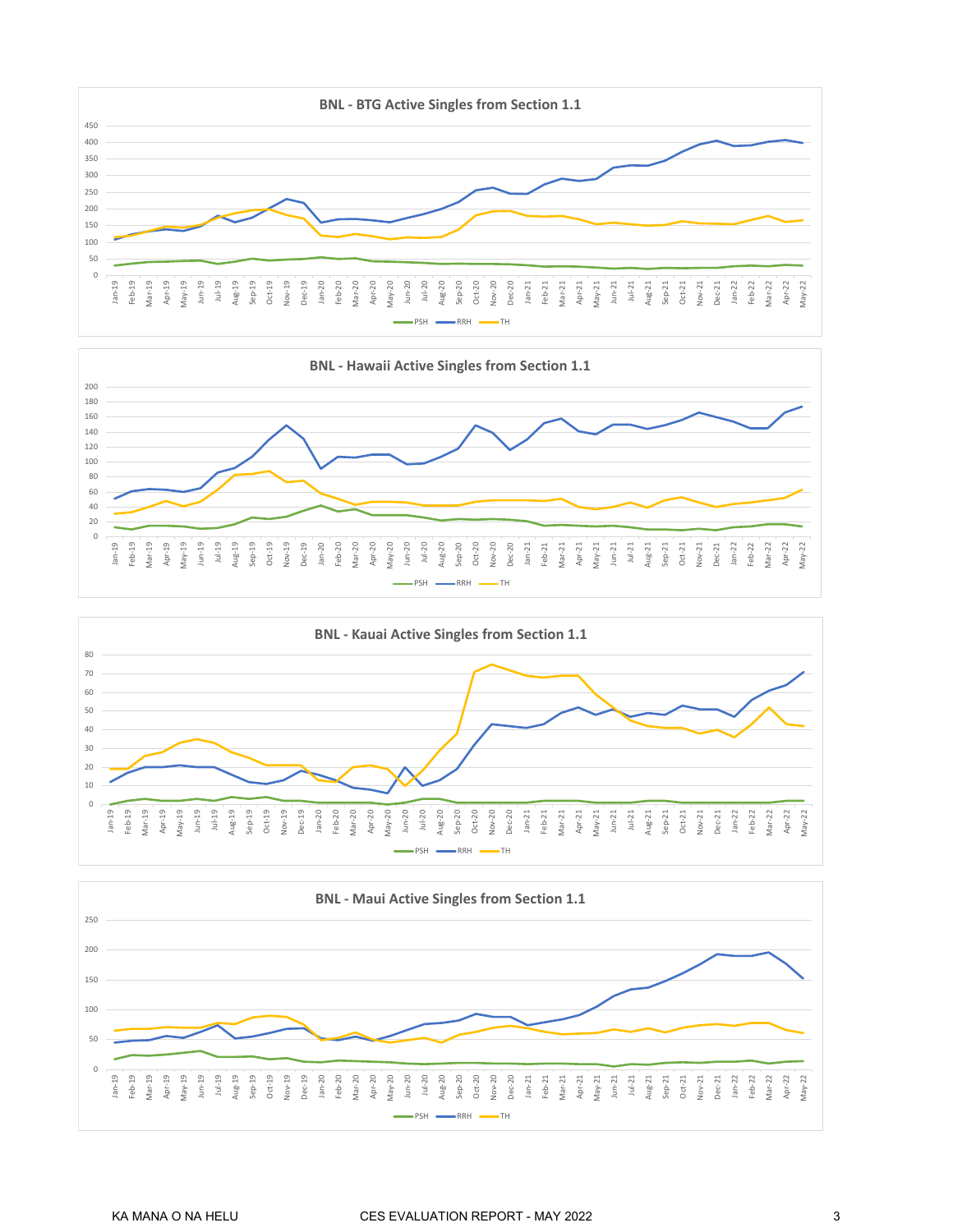**BNL - BTG Active Singles from Section 1.1**

**BNL - Hawaii Active Singles from Section 1.1**

**BNL - Kauai Active Singles from Section 1.1**

**BNL - Maui Active Singles from Section 1.1**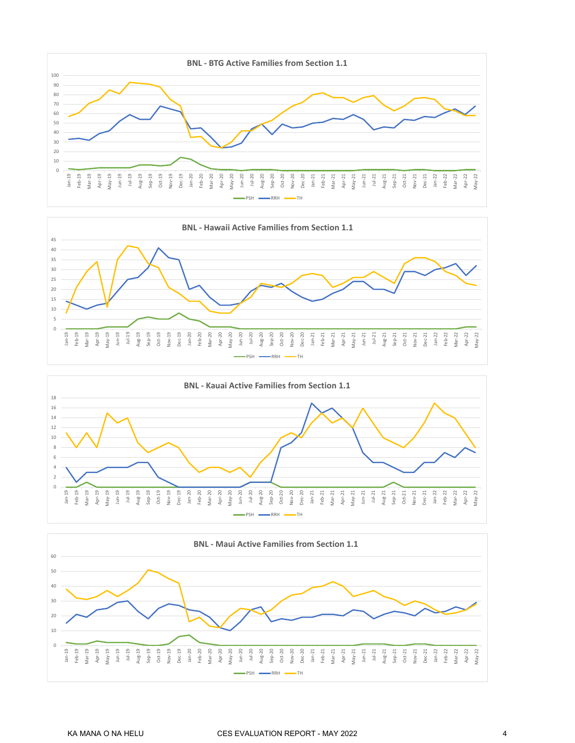**BNL - BTG Active Families from Section 1.1**

**BNL - Hawaii Active Families from Section 1.1**

**BNL - Kauai Active Families from Section 1.1**

**BNL - Maui Active Families from Section 1.1**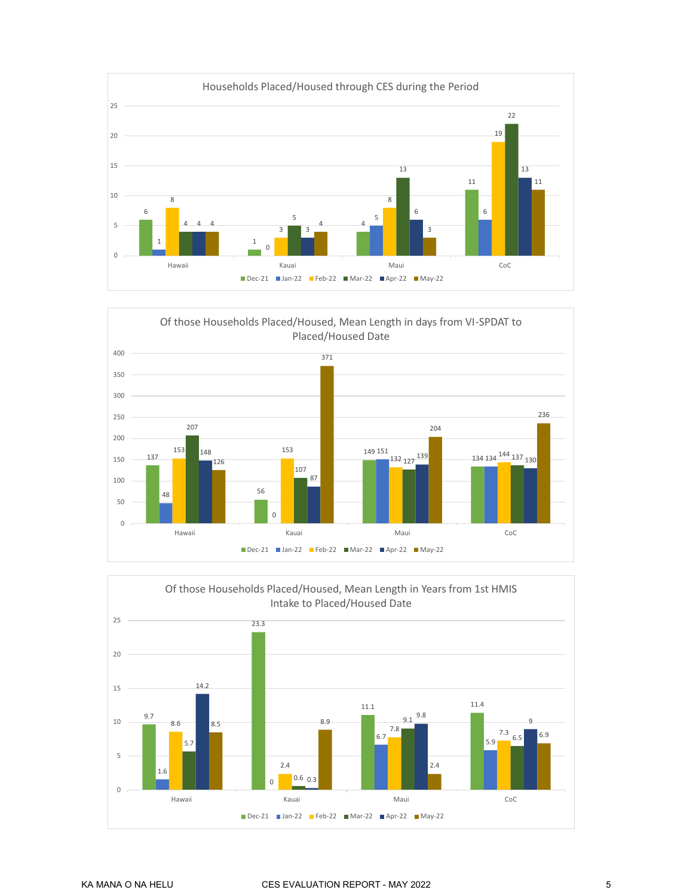Households Placed/Housed through CES during the Period

25
20
15
10
5
0

6 1 8 4 4 4
1 0 3 5 3 4
4 5 8 13 6 3
11 6 19 22 13 11

Hawaii
Kauai
Maui
CoC

Dec-21 Jan-22 Feb-22 Mar-22 Apr-22 May-22

Of those Households Placed/Housed, Mean Length in days from VI-SPDAT to Placed/Housed Date

400
350
300
250
200
150
100
50
0

137 48 153 207 148 126
56 0 153 107 87 371
149 151 132 127 139 204
134 134 144 137 130 236

Hawaii
Kauai
Maui
CoC

Dec-21 Jan-22 Feb-22 Mar-22 Apr-22 May-22

Of those Households Placed/Housed, Mean Length in Years from 1st HMIS Intake to Placed/Housed Date

25
20
15
10
5
0

9.7 1.6 8.6 5.7 14.2 8.5
23.3 0 2.4 0.6 0.3 8.9
11.1 6.7 7.8 9.1 9.8 2.4
11.4 5.9 7.3 6.5 9 6.9

Hawaii
Kauai
Maui
CoC

Dec-21 Jan-22 Feb-22 Mar-22 Apr-22 May-22